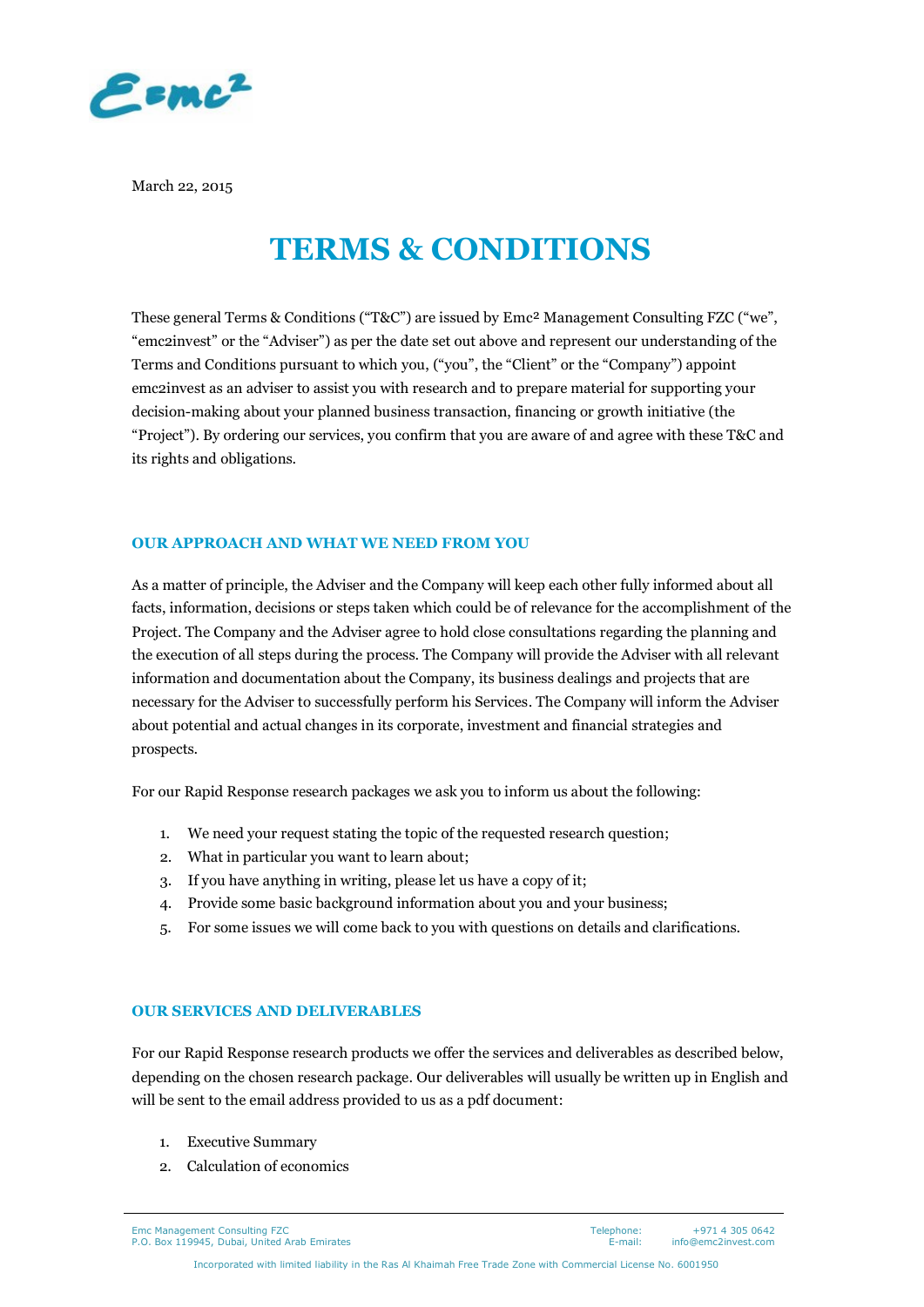March 22, 2015

# TERMS & CONDITIONS

These general Terms & Conditions ("T&C") are issued by Emc² Management Consulting FZC ("we", "emc2invest" or the "Adviser") as per the date set out above and represent our understanding of the Terms and Conditions pursuant to which you, ("you", the "Client" or the "Company") appoint emc2invest as an adviser to assist you with research and to prepare material for supporting your decision-making about your planned business transaction, financing or growth initiative (the "Project"). By ordering our services, you confirm that you are aware of and agree with these T&C and its rights and obligations.

## OUR APPROACH AND WHAT WE NEED FROM YOU

As a matter of principle, the Adviser and the Company will keep each other fully informed about all facts, information, decisions or steps taken which could be of relevance for the accomplishment of the Project. The Company and the Adviser agree to hold close consultations regarding the planning and the execution of all steps during the process. The Company will provide the Adviser with all relevant information and documentation about the Company, its business dealings and projects that are necessary for the Adviser to successfully perform his Services. The Company will inform the Adviser about potential and actual changes in its corporate, investment and financial strategies and prospects.

For our Rapid Response research packages we ask you to inform us about the following:

1. We need your request stating the topic of the requested research question;
2. What in particular you want to learn about;
3. If you have anything in writing, please let us have a copy of it;
4. Provide some basic background information about you and your business;
5. For some issues we will come back to you with questions on details and clarifications.

## OUR SERVICES AND DELIVERABLES

For our Rapid Response research products we offer the services and deliverables as described below, depending on the chosen research package. Our deliverables will usually be written up in English and will be sent to the email address provided to us as a pdf document:

1. Executive Summary
2. Calculation of economics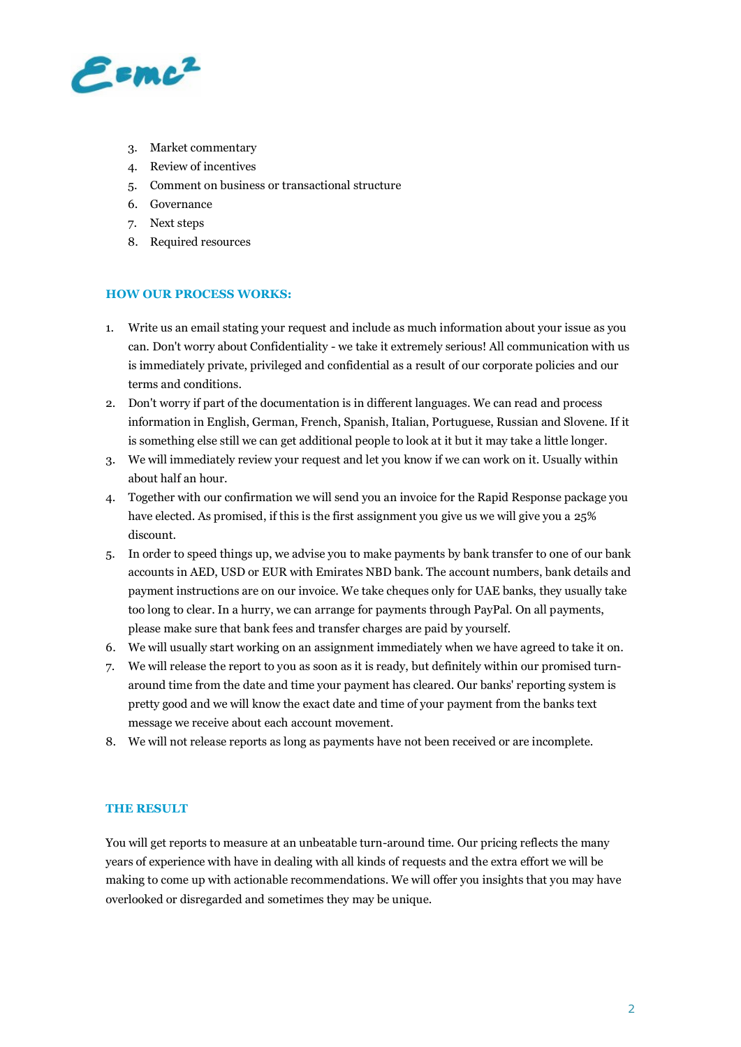3. Market commentary
4. Review of incentives
5. Comment on business or transactional structure
6. Governance
7. Next steps
8. Required resources

### HOW OUR PROCESS WORKS:

1. Write us an email stating your request and include as much information about your issue as you can. Don't worry about Confidentiality - we take it extremely serious! All communication with us is immediately private, privileged and confidential as a result of our corporate policies and our terms and conditions.
2. Don't worry if part of the documentation is in different languages. We can read and process information in English, German, French, Spanish, Italian, Portuguese, Russian and Slovene. If it is something else still we can get additional people to look at it but it may take a little longer.
3. We will immediately review your request and let you know if we can work on it. Usually within about half an hour.
4. Together with our confirmation we will send you an invoice for the Rapid Response package you have elected. As promised, if this is the first assignment you give us we will give you a 25% discount.
5. In order to speed things up, we advise you to make payments by bank transfer to one of our bank accounts in AED, USD or EUR with Emirates NBD bank. The account numbers, bank details and payment instructions are on our invoice. We take cheques only for UAE banks, they usually take too long to clear. In a hurry, we can arrange for payments through PayPal. On all payments, please make sure that bank fees and transfer charges are paid by yourself.
6. We will usually start working on an assignment immediately when we have agreed to take it on.
7. We will release the report to you as soon as it is ready, but definitely within our promised turn-around time from the date and time your payment has cleared. Our banks' reporting system is pretty good and we will know the exact date and time of your payment from the banks text message we receive about each account movement.
8. We will not release reports as long as payments have not been received or are incomplete.

### THE RESULT

You will get reports to measure at an unbeatable turn-around time. Our pricing reflects the many years of experience with have in dealing with all kinds of requests and the extra effort we will be making to come up with actionable recommendations. We will offer you insights that you may have overlooked or disregarded and sometimes they may be unique.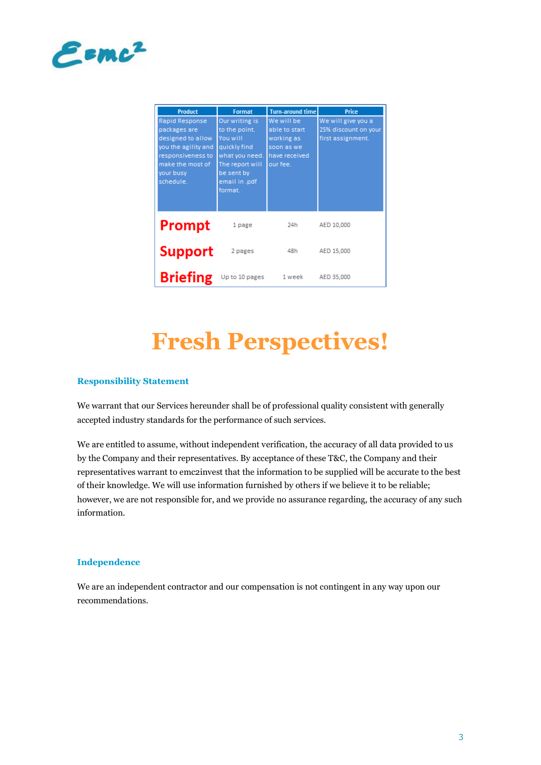| Product | Format | Turn-around time | Price |
| --- | --- | --- | --- |
| Rapid Response packages are designed to allow you the agility and responsiveness to make the most of your busy schedule. | Our writing is to the point. You will quickly find what you need. The report will be sent by email in .pdf format. | We will be able to start working as soon as we have received our fee. | We will give you a 25% discount on your first assignment. |
| **Prompt** | 1 page | 24h | AED 10,000 |
| **Support** | 2 pages | 48h | AED 15,000 |
| **Briefing** | Up to 10 pages | 1 week | AED 35,000 |

# Fresh Perspectives!

### Responsibility Statement

We warrant that our Services hereunder shall be of professional quality consistent with generally accepted industry standards for the performance of such services.

We are entitled to assume, without independent verification, the accuracy of all data provided to us by the Company and their representatives. By acceptance of these T&C, the Company and their representatives warrant to emc2invest that the information to be supplied will be accurate to the best of their knowledge. We will use information furnished by others if we believe it to be reliable; however, we are not responsible for, and we provide no assurance regarding, the accuracy of any such information.

### Independence

We are an independent contractor and our compensation is not contingent in any way upon our recommendations.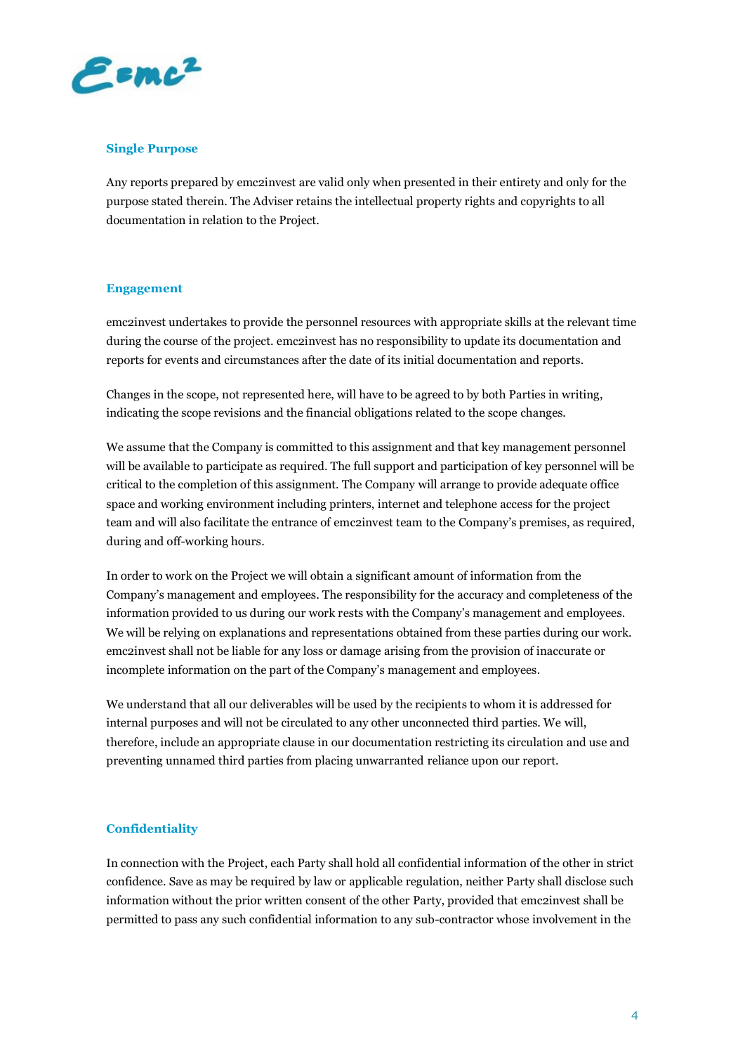## Single Purpose

Any reports prepared by emc2invest are valid only when presented in their entirety and only for the purpose stated therein. The Adviser retains the intellectual property rights and copyrights to all documentation in relation to the Project.

## Engagement

emc2invest undertakes to provide the personnel resources with appropriate skills at the relevant time during the course of the project. emc2invest has no responsibility to update its documentation and reports for events and circumstances after the date of its initial documentation and reports.

Changes in the scope, not represented here, will have to be agreed to by both Parties in writing, indicating the scope revisions and the financial obligations related to the scope changes.

We assume that the Company is committed to this assignment and that key management personnel will be available to participate as required. The full support and participation of key personnel will be critical to the completion of this assignment. The Company will arrange to provide adequate office space and working environment including printers, internet and telephone access for the project team and will also facilitate the entrance of emc2invest team to the Company's premises, as required, during and off-working hours.

In order to work on the Project we will obtain a significant amount of information from the Company's management and employees. The responsibility for the accuracy and completeness of the information provided to us during our work rests with the Company's management and employees. We will be relying on explanations and representations obtained from these parties during our work. emc2invest shall not be liable for any loss or damage arising from the provision of inaccurate or incomplete information on the part of the Company's management and employees.

We understand that all our deliverables will be used by the recipients to whom it is addressed for internal purposes and will not be circulated to any other unconnected third parties. We will, therefore, include an appropriate clause in our documentation restricting its circulation and use and preventing unnamed third parties from placing unwarranted reliance upon our report.

## Confidentiality

In connection with the Project, each Party shall hold all confidential information of the other in strict confidence. Save as may be required by law or applicable regulation, neither Party shall disclose such information without the prior written consent of the other Party, provided that emc2invest shall be permitted to pass any such confidential information to any sub-contractor whose involvement in the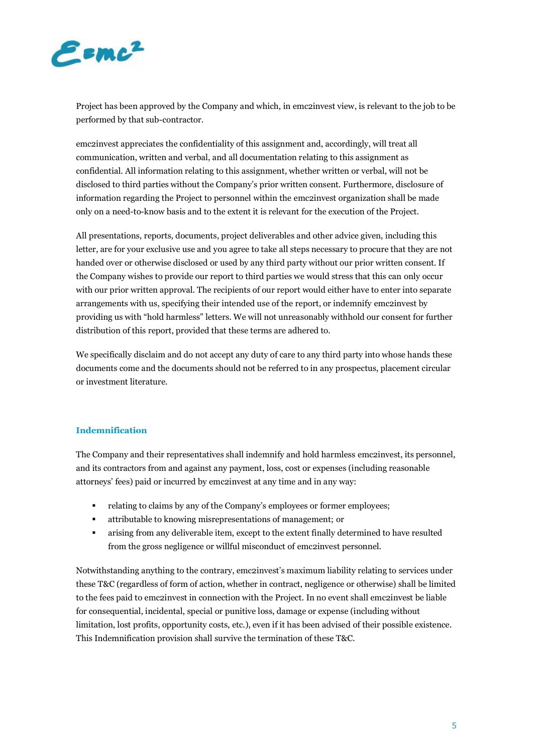Project has been approved by the Company and which, in emc2invest view, is relevant to the job to be performed by that sub-contractor.

emc2invest appreciates the confidentiality of this assignment and, accordingly, will treat all communication, written and verbal, and all documentation relating to this assignment as confidential. All information relating to this assignment, whether written or verbal, will not be disclosed to third parties without the Company's prior written consent. Furthermore, disclosure of information regarding the Project to personnel within the emc2invest organization shall be made only on a need-to-know basis and to the extent it is relevant for the execution of the Project.

All presentations, reports, documents, project deliverables and other advice given, including this letter, are for your exclusive use and you agree to take all steps necessary to procure that they are not handed over or otherwise disclosed or used by any third party without our prior written consent. If the Company wishes to provide our report to third parties we would stress that this can only occur with our prior written approval. The recipients of our report would either have to enter into separate arrangements with us, specifying their intended use of the report, or indemnify emc2invest by providing us with "hold harmless" letters. We will not unreasonably withhold our consent for further distribution of this report, provided that these terms are adhered to.

We specifically disclaim and do not accept any duty of care to any third party into whose hands these documents come and the documents should not be referred to in any prospectus, placement circular or investment literature.

## Indemnification

The Company and their representatives shall indemnify and hold harmless emc2invest, its personnel, and its contractors from and against any payment, loss, cost or expenses (including reasonable attorneys' fees) paid or incurred by emc2invest at any time and in any way:

- relating to claims by any of the Company's employees or former employees;
- attributable to knowing misrepresentations of management; or
- arising from any deliverable item, except to the extent finally determined to have resulted from the gross negligence or willful misconduct of emc2invest personnel.

Notwithstanding anything to the contrary, emc2invest's maximum liability relating to services under these T&C (regardless of form of action, whether in contract, negligence or otherwise) shall be limited to the fees paid to emc2invest in connection with the Project. In no event shall emc2invest be liable for consequential, incidental, special or punitive loss, damage or expense (including without limitation, lost profits, opportunity costs, etc.), even if it has been advised of their possible existence. This Indemnification provision shall survive the termination of these T&C.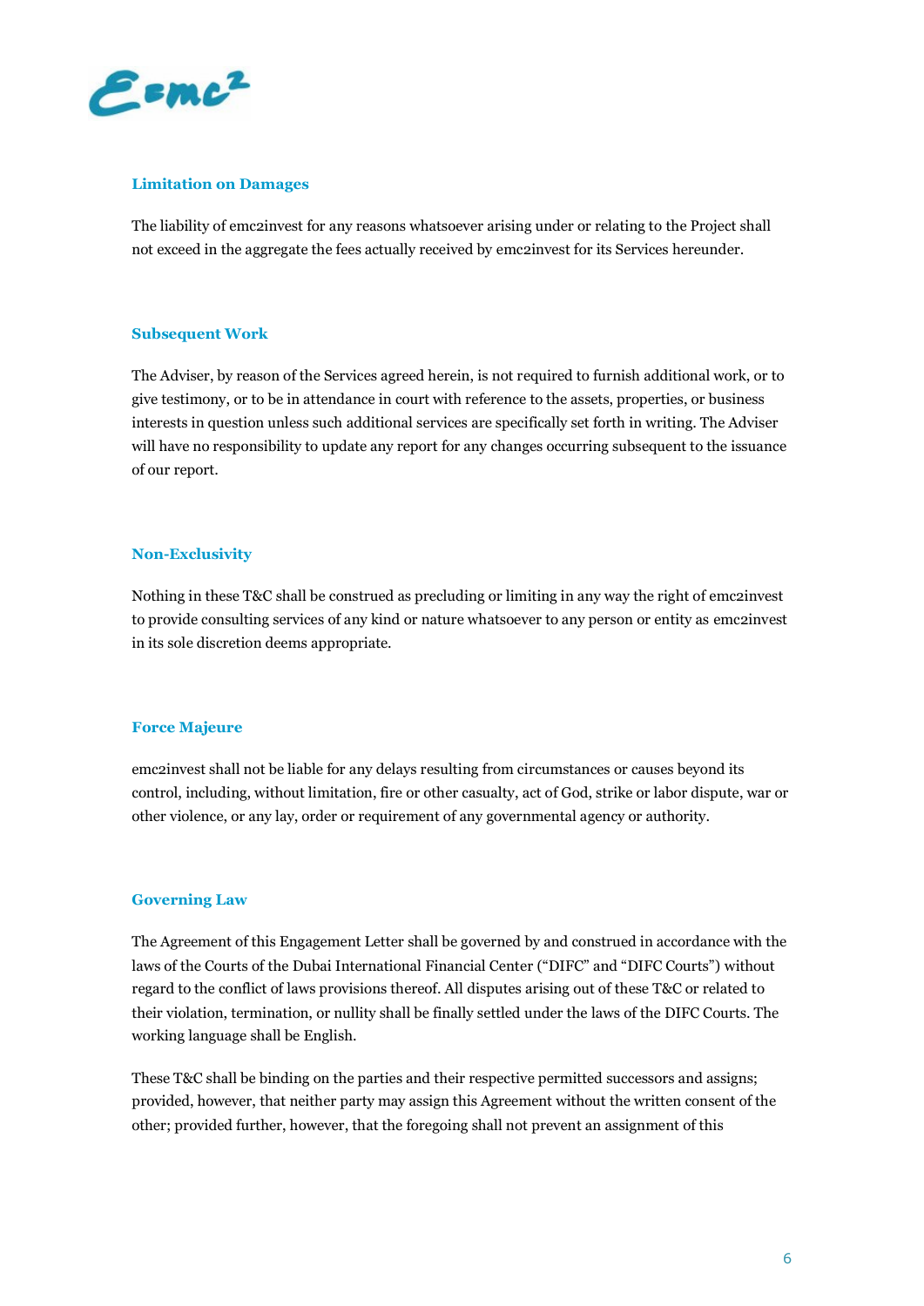### Limitation on Damages

The liability of emc2invest for any reasons whatsoever arising under or relating to the Project shall not exceed in the aggregate the fees actually received by emc2invest for its Services hereunder.

### Subsequent Work

The Adviser, by reason of the Services agreed herein, is not required to furnish additional work, or to give testimony, or to be in attendance in court with reference to the assets, properties, or business interests in question unless such additional services are specifically set forth in writing. The Adviser will have no responsibility to update any report for any changes occurring subsequent to the issuance of our report.

### Non-Exclusivity

Nothing in these T&C shall be construed as precluding or limiting in any way the right of emc2invest to provide consulting services of any kind or nature whatsoever to any person or entity as emc2invest in its sole discretion deems appropriate.

### Force Majeure

emc2invest shall not be liable for any delays resulting from circumstances or causes beyond its control, including, without limitation, fire or other casualty, act of God, strike or labor dispute, war or other violence, or any lay, order or requirement of any governmental agency or authority.

### Governing Law

The Agreement of this Engagement Letter shall be governed by and construed in accordance with the laws of the Courts of the Dubai International Financial Center ("DIFC" and "DIFC Courts") without regard to the conflict of laws provisions thereof. All disputes arising out of these T&C or related to their violation, termination, or nullity shall be finally settled under the laws of the DIFC Courts. The working language shall be English.

These T&C shall be binding on the parties and their respective permitted successors and assigns; provided, however, that neither party may assign this Agreement without the written consent of the other; provided further, however, that the foregoing shall not prevent an assignment of this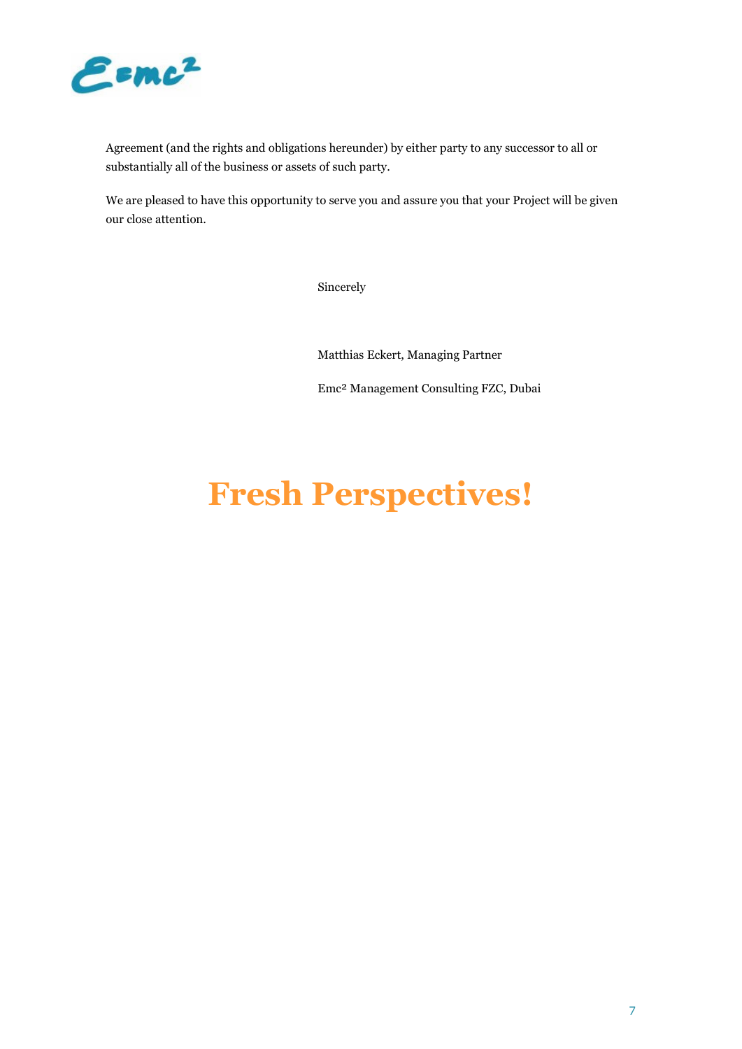Agreement (and the rights and obligations hereunder) by either party to any successor to all or substantially all of the business or assets of such party.

We are pleased to have this opportunity to serve you and assure you that your Project will be given our close attention.

Sincerely

Matthias Eckert, Managing Partner

Emc² Management Consulting FZC, Dubai

# Fresh Perspectives!